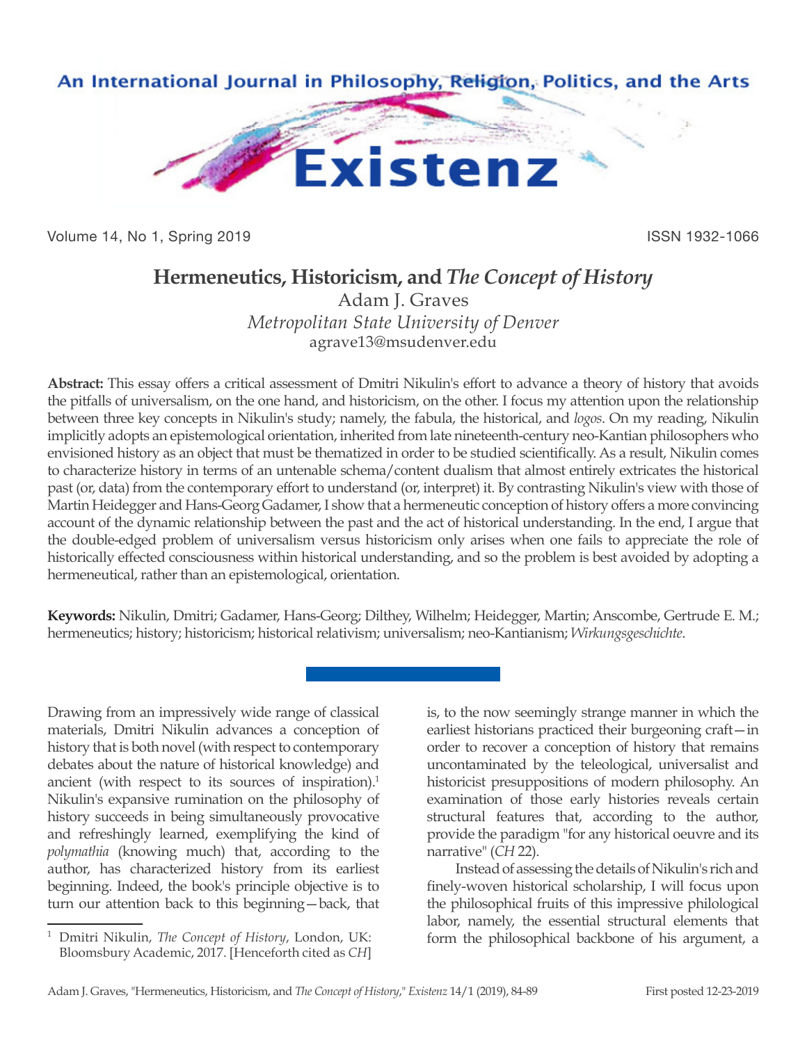An International Journal in Philosophy, Religion, Politics, and the Arts

# Existenz

Volume 14, No 1, Spring 2019 ISSN 1932-1066

## Hermeneutics, Historicism, and *The Concept of History*

Adam J. Graves

*Metropolitan State University of Denver*

agrave13@msudenver.edu

**Abstract:** This essay offers a critical assessment of Dmitri Nikulin's effort to advance a theory of history that avoids the pitfalls of universalism, on the one hand, and historicism, on the other. I focus my attention upon the relationship between three key concepts in Nikulin's study; namely, the fabula, the historical, and *logos*. On my reading, Nikulin implicitly adopts an epistemological orientation, inherited from late nineteenth-century neo-Kantian philosophers who envisioned history as an object that must be thematized in order to be studied scientifically. As a result, Nikulin comes to characterize history in terms of an untenable schema/content dualism that almost entirely extricates the historical past (or, data) from the contemporary effort to understand (or, interpret) it. By contrasting Nikulin's view with those of Martin Heidegger and Hans-Georg Gadamer, I show that a hermeneutic conception of history offers a more convincing account of the dynamic relationship between the past and the act of historical understanding. In the end, I argue that the double-edged problem of universalism versus historicism only arises when one fails to appreciate the role of historically effected consciousness within historical understanding, and so the problem is best avoided by adopting a hermeneutical, rather than an epistemological, orientation.

**Keywords:** Nikulin, Dmitri; Gadamer, Hans-Georg; Dilthey, Wilhelm; Heidegger, Martin; Anscombe, Gertrude E. M.; hermeneutics; history; historicism; historical relativism; universalism; neo-Kantianism; *Wirkungsgeschichte*.

---

Drawing from an impressively wide range of classical materials, Dmitri Nikulin advances a conception of history that is both novel (with respect to contemporary debates about the nature of historical knowledge) and ancient (with respect to its sources of inspiration).[1] Nikulin's expansive rumination on the philosophy of history succeeds in being simultaneously provocative and refreshingly learned, exemplifying the kind of *polymathia* (knowing much) that, according to the author, has characterized history from its earliest beginning. Indeed, the book's principle objective is to turn our attention back to this beginning—back, that is, to the now seemingly strange manner in which the earliest historians practiced their burgeoning craft—in order to recover a conception of history that remains uncontaminated by the teleological, universalist and historicist presuppositions of modern philosophy. An examination of those early histories reveals certain structural features that, according to the author, provide the paradigm "for any historical oeuvre and its narrative" (*CH* 22).

Instead of assessing the details of Nikulin's rich and finely-woven historical scholarship, I will focus upon the philosophical fruits of this impressive philological labor, namely, the essential structural elements that form the philosophical backbone of his argument, a

---

[1] Dmitri Nikulin, *The Concept of History*, London, UK: Bloomsbury Academic, 2017. [Henceforth cited as *CH*]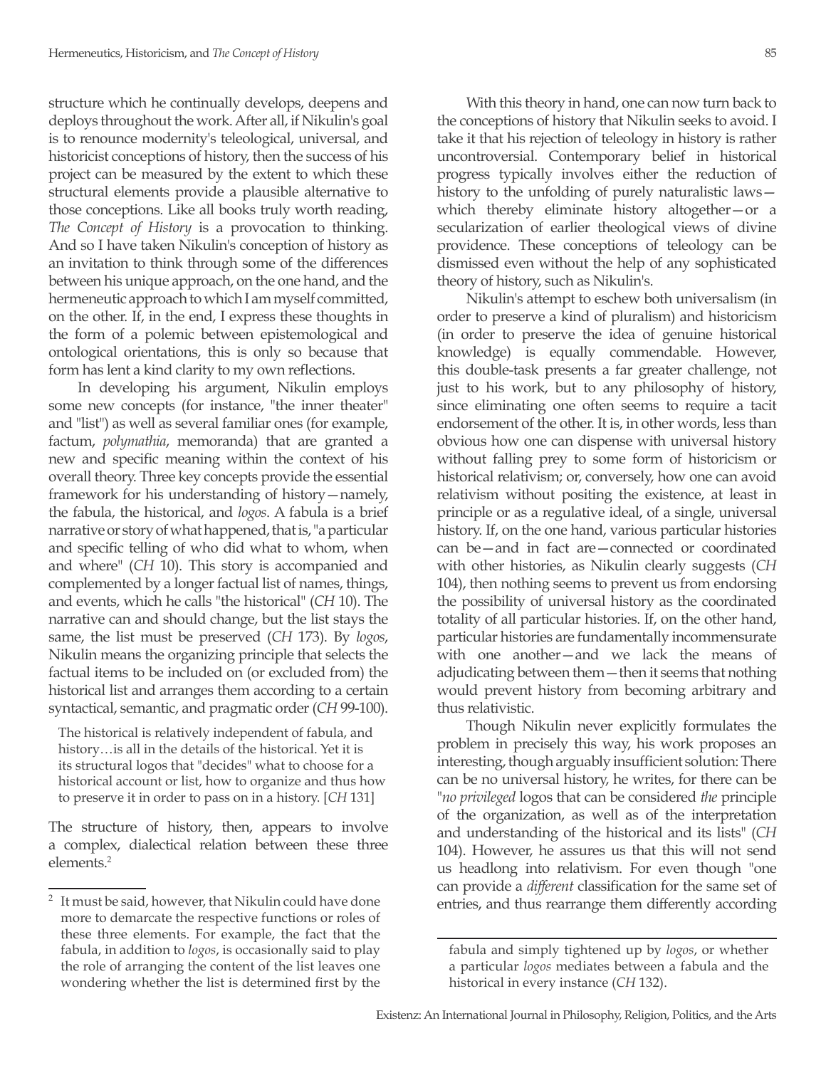structure which he continually develops, deepens and deploys throughout the work. After all, if Nikulin's goal is to renounce modernity's teleological, universal, and historicist conceptions of history, then the success of his project can be measured by the extent to which these structural elements provide a plausible alternative to those conceptions. Like all books truly worth reading, *The Concept of History* is a provocation to thinking. And so I have taken Nikulin's conception of history as an invitation to think through some of the differences between his unique approach, on the one hand, and the hermeneutic approach to which I am myself committed, on the other. If, in the end, I express these thoughts in the form of a polemic between epistemological and ontological orientations, this is only so because that form has lent a kind clarity to my own reflections.

In developing his argument, Nikulin employs some new concepts (for instance, "the inner theater" and "list") as well as several familiar ones (for example, factum, *polymathia*, memoranda) that are granted a new and specific meaning within the context of his overall theory. Three key concepts provide the essential framework for his understanding of history—namely, the fabula, the historical, and *logos*. A fabula is a brief narrative or story of what happened, that is, "a particular and specific telling of who did what to whom, when and where" (*CH* 10). This story is accompanied and complemented by a longer factual list of names, things, and events, which he calls "the historical" (*CH* 10). The narrative can and should change, but the list stays the same, the list must be preserved (*CH* 173). By *logos*, Nikulin means the organizing principle that selects the factual items to be included on (or excluded from) the historical list and arranges them according to a certain syntactical, semantic, and pragmatic order (*CH* 99-100).

> The historical is relatively independent of fabula, and history…is all in the details of the historical. Yet it is its structural logos that "decides" what to choose for a historical account or list, how to organize and thus how to preserve it in order to pass on in a history. [*CH* 131]

The structure of history, then, appears to involve a complex, dialectical relation between these three elements.[2]

With this theory in hand, one can now turn back to the conceptions of history that Nikulin seeks to avoid. I take it that his rejection of teleology in history is rather uncontroversial. Contemporary belief in historical progress typically involves either the reduction of history to the unfolding of purely naturalistic laws—which thereby eliminate history altogether—or a secularization of earlier theological views of divine providence. These conceptions of teleology can be dismissed even without the help of any sophisticated theory of history, such as Nikulin's.

Nikulin's attempt to eschew both universalism (in order to preserve a kind of pluralism) and historicism (in order to preserve the idea of genuine historical knowledge) is equally commendable. However, this double-task presents a far greater challenge, not just to his work, but to any philosophy of history, since eliminating one often seems to require a tacit endorsement of the other. It is, in other words, less than obvious how one can dispense with universal history without falling prey to some form of historicism or historical relativism; or, conversely, how one can avoid relativism without positing the existence, at least in principle or as a regulative ideal, of a single, universal history. If, on the one hand, various particular histories can be—and in fact are—connected or coordinated with other histories, as Nikulin clearly suggests (*CH* 104), then nothing seems to prevent us from endorsing the possibility of universal history as the coordinated totality of all particular histories. If, on the other hand, particular histories are fundamentally incommensurate with one another—and we lack the means of adjudicating between them—then it seems that nothing would prevent history from becoming arbitrary and thus relativistic.

Though Nikulin never explicitly formulates the problem in precisely this way, his work proposes an interesting, though arguably insufficient solution: There can be no universal history, he writes, for there can be "*no privileged* logos that can be considered *the* principle of the organization, as well as of the interpretation and understanding of the historical and its lists" (*CH* 104). However, he assures us that this will not send us headlong into relativism. For even though "one can provide a *different* classification for the same set of entries, and thus rearrange them differently according

---

[2] It must be said, however, that Nikulin could have done more to demarcate the respective functions or roles of these three elements. For example, the fact that the fabula, in addition to *logos*, is occasionally said to play the role of arranging the content of the list leaves one wondering whether the list is determined first by the fabula and simply tightened up by *logos*, or whether a particular *logos* mediates between a fabula and the historical in every instance (*CH* 132).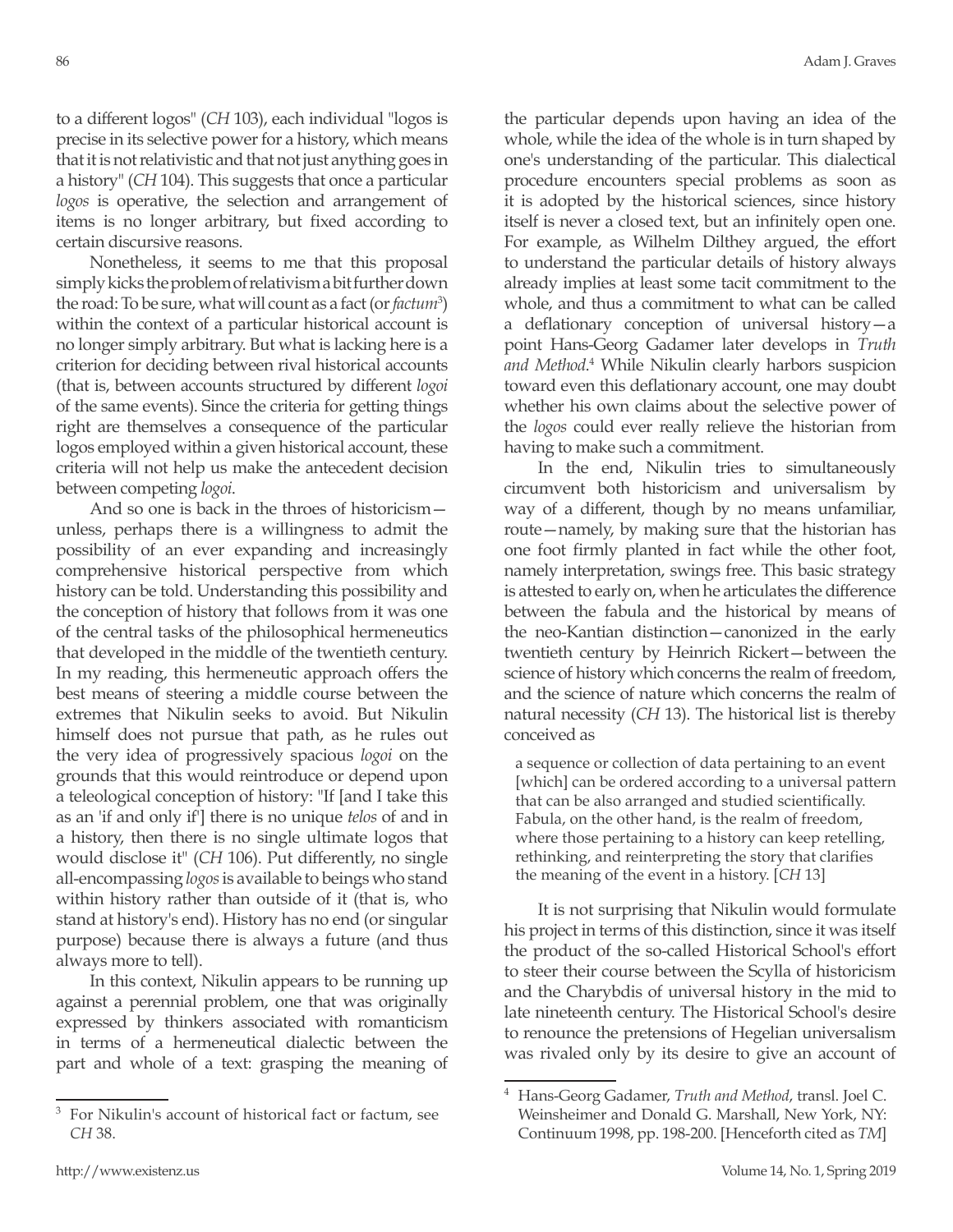to a different logos" (*CH* 103), each individual "logos is precise in its selective power for a history, which means that it is not relativistic and that not just anything goes in a history" (*CH* 104). This suggests that once a particular *logos* is operative, the selection and arrangement of items is no longer arbitrary, but fixed according to certain discursive reasons.

Nonetheless, it seems to me that this proposal simply kicks the problem of relativism a bit further down the road: To be sure, what will count as a fact (or *factum*[3]) within the context of a particular historical account is no longer simply arbitrary. But what is lacking here is a criterion for deciding between rival historical accounts (that is, between accounts structured by different *logoi* of the same events). Since the criteria for getting things right are themselves a consequence of the particular logos employed within a given historical account, these criteria will not help us make the antecedent decision between competing *logoi*.

And so one is back in the throes of historicism—unless, perhaps there is a willingness to admit the possibility of an ever expanding and increasingly comprehensive historical perspective from which history can be told. Understanding this possibility and the conception of history that follows from it was one of the central tasks of the philosophical hermeneutics that developed in the middle of the twentieth century. In my reading, this hermeneutic approach offers the best means of steering a middle course between the extremes that Nikulin seeks to avoid. But Nikulin himself does not pursue that path, as he rules out the very idea of progressively spacious *logoi* on the grounds that this would reintroduce or depend upon a teleological conception of history: "If [and I take this as an 'if and only if'] there is no unique *telos* of and in a history, then there is no single ultimate logos that would disclose it" (*CH* 106). Put differently, no single all-encompassing *logos* is available to beings who stand within history rather than outside of it (that is, who stand at history's end). History has no end (or singular purpose) because there is always a future (and thus always more to tell).

In this context, Nikulin appears to be running up against a perennial problem, one that was originally expressed by thinkers associated with romanticism in terms of a hermeneutical dialectic between the part and whole of a text: grasping the meaning of the particular depends upon having an idea of the whole, while the idea of the whole is in turn shaped by one's understanding of the particular. This dialectical procedure encounters special problems as soon as it is adopted by the historical sciences, since history itself is never a closed text, but an infinitely open one. For example, as Wilhelm Dilthey argued, the effort to understand the particular details of history always already implies at least some tacit commitment to the whole, and thus a commitment to what can be called a deflationary conception of universal history—a point Hans-Georg Gadamer later develops in *Truth and Method*.[4] While Nikulin clearly harbors suspicion toward even this deflationary account, one may doubt whether his own claims about the selective power of the *logos* could ever really relieve the historian from having to make such a commitment.

In the end, Nikulin tries to simultaneously circumvent both historicism and universalism by way of a different, though by no means unfamiliar, route—namely, by making sure that the historian has one foot firmly planted in fact while the other foot, namely interpretation, swings free. This basic strategy is attested to early on, when he articulates the difference between the fabula and the historical by means of the neo-Kantian distinction—canonized in the early twentieth century by Heinrich Rickert—between the science of history which concerns the realm of freedom, and the science of nature which concerns the realm of natural necessity (*CH* 13). The historical list is thereby conceived as

> a sequence or collection of data pertaining to an event [which] can be ordered according to a universal pattern that can be also arranged and studied scientifically. Fabula, on the other hand, is the realm of freedom, where those pertaining to a history can keep retelling, rethinking, and reinterpreting the story that clarifies the meaning of the event in a history. [*CH* 13]

It is not surprising that Nikulin would formulate his project in terms of this distinction, since it was itself the product of the so-called Historical School's effort to steer their course between the Scylla of historicism and the Charybdis of universal history in the mid to late nineteenth century. The Historical School's desire to renounce the pretensions of Hegelian universalism was rivaled only by its desire to give an account of

---

[3] For Nikulin's account of historical fact or factum, see *CH* 38.

[4] Hans-Georg Gadamer, *Truth and Method*, transl. Joel C. Weinsheimer and Donald G. Marshall, New York, NY: Continuum 1998, pp. 198-200. [Henceforth cited as *TM*]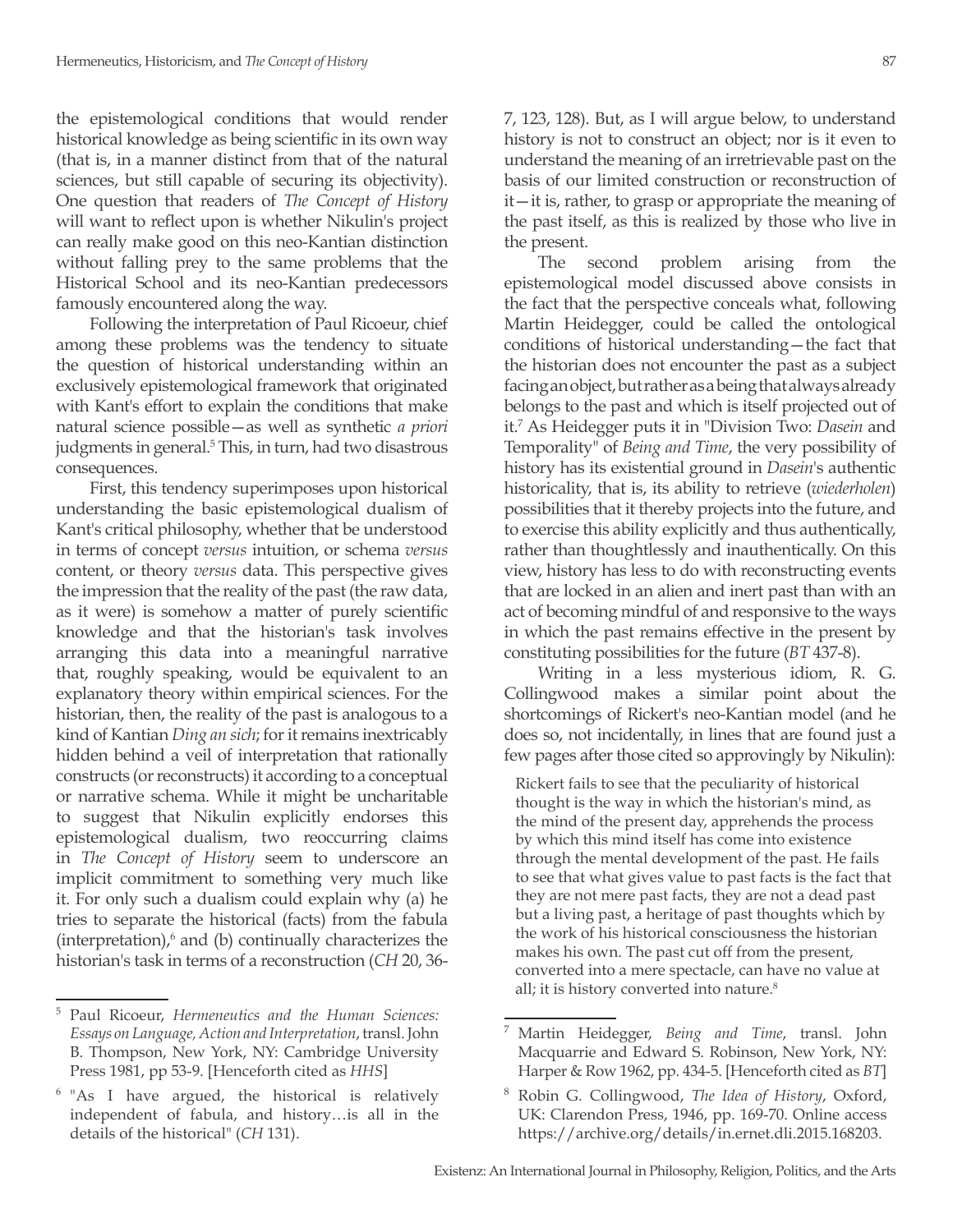the epistemological conditions that would render historical knowledge as being scientific in its own way (that is, in a manner distinct from that of the natural sciences, but still capable of securing its objectivity). One question that readers of *The Concept of History* will want to reflect upon is whether Nikulin's project can really make good on this neo-Kantian distinction without falling prey to the same problems that the Historical School and its neo-Kantian predecessors famously encountered along the way.

Following the interpretation of Paul Ricoeur, chief among these problems was the tendency to situate the question of historical understanding within an exclusively epistemological framework that originated with Kant's effort to explain the conditions that make natural science possible—as well as synthetic *a priori* judgments in general.[5] This, in turn, had two disastrous consequences.

First, this tendency superimposes upon historical understanding the basic epistemological dualism of Kant's critical philosophy, whether that be understood in terms of concept *versus* intuition, or schema *versus* content, or theory *versus* data. This perspective gives the impression that the reality of the past (the raw data, as it were) is somehow a matter of purely scientific knowledge and that the historian's task involves arranging this data into a meaningful narrative that, roughly speaking, would be equivalent to an explanatory theory within empirical sciences. For the historian, then, the reality of the past is analogous to a kind of Kantian *Ding an sich*; for it remains inextricably hidden behind a veil of interpretation that rationally constructs (or reconstructs) it according to a conceptual or narrative schema. While it might be uncharitable to suggest that Nikulin explicitly endorses this epistemological dualism, two reoccurring claims in *The Concept of History* seem to underscore an implicit commitment to something very much like it. For only such a dualism could explain why (a) he tries to separate the historical (facts) from the fabula (interpretation),[6] and (b) continually characterizes the historian's task in terms of a reconstruction (*CH* 20, 36-7, 123, 128). But, as I will argue below, to understand history is not to construct an object; nor is it even to understand the meaning of an irretrievable past on the basis of our limited construction or reconstruction of it—it is, rather, to grasp or appropriate the meaning of the past itself, as this is realized by those who live in the present.

The second problem arising from the epistemological model discussed above consists in the fact that the perspective conceals what, following Martin Heidegger, could be called the ontological conditions of historical understanding—the fact that the historian does not encounter the past as a subject facing an object, but rather as a being that always already belongs to the past and which is itself projected out of it.[7] As Heidegger puts it in "Division Two: *Dasein* and Temporality" of *Being and Time*, the very possibility of history has its existential ground in *Dasein*'s authentic historicality, that is, its ability to retrieve (*wiederholen*) possibilities that it thereby projects into the future, and to exercise this ability explicitly and thus authentically, rather than thoughtlessly and inauthentically. On this view, history has less to do with reconstructing events that are locked in an alien and inert past than with an act of becoming mindful of and responsive to the ways in which the past remains effective in the present by constituting possibilities for the future (*BT* 437-8).

Writing in a less mysterious idiom, R. G. Collingwood makes a similar point about the shortcomings of Rickert's neo-Kantian model (and he does so, not incidentally, in lines that are found just a few pages after those cited so approvingly by Nikulin):

> Rickert fails to see that the peculiarity of historical thought is the way in which the historian's mind, as the mind of the present day, apprehends the process by which this mind itself has come into existence through the mental development of the past. He fails to see that what gives value to past facts is the fact that they are not mere past facts, they are not a dead past but a living past, a heritage of past thoughts which by the work of his historical consciousness the historian makes his own. The past cut off from the present, converted into a mere spectacle, can have no value at all; it is history converted into nature.[8]

---

[5] Paul Ricoeur, *Hermeneutics and the Human Sciences: Essays on Language, Action and Interpretation*, transl. John B. Thompson, New York, NY: Cambridge University Press 1981, pp 53-9. [Henceforth cited as *HHS*]

[6] "As I have argued, the historical is relatively independent of fabula, and history…is all in the details of the historical" (*CH* 131).

[7] Martin Heidegger, *Being and Time*, transl. John Macquarrie and Edward S. Robinson, New York, NY: Harper & Row 1962, pp. 434-5. [Henceforth cited as *BT*]

[8] Robin G. Collingwood, *The Idea of History*, Oxford, UK: Clarendon Press, 1946, pp. 169-70. Online access https://archive.org/details/in.ernet.dli.2015.168203.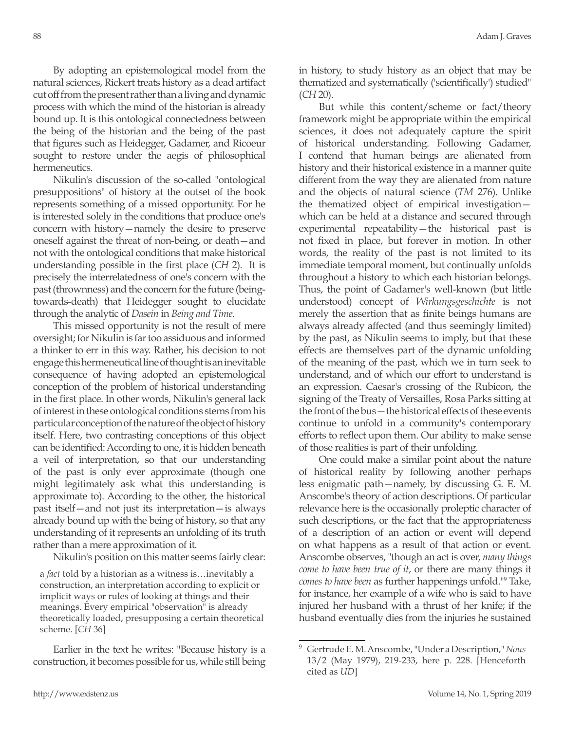By adopting an epistemological model from the natural sciences, Rickert treats history as a dead artifact cut off from the present rather than a living and dynamic process with which the mind of the historian is already bound up. It is this ontological connectedness between the being of the historian and the being of the past that figures such as Heidegger, Gadamer, and Ricoeur sought to restore under the aegis of philosophical hermeneutics.

Nikulin's discussion of the so-called "ontological presuppositions" of history at the outset of the book represents something of a missed opportunity. For he is interested solely in the conditions that produce one's concern with history—namely the desire to preserve oneself against the threat of non-being, or death—and not with the ontological conditions that make historical understanding possible in the first place (*CH* 2). It is precisely the interrelatedness of one's concern with the past (thrownness) and the concern for the future (being-towards-death) that Heidegger sought to elucidate through the analytic of *Dasein* in *Being and Time*.

This missed opportunity is not the result of mere oversight; for Nikulin is far too assiduous and informed a thinker to err in this way. Rather, his decision to not engage this hermeneutical line of thought is an inevitable consequence of having adopted an epistemological conception of the problem of historical understanding in the first place. In other words, Nikulin's general lack of interest in these ontological conditions stem from his particular conception of the nature of the object of history itself. Here, two contrasting conceptions of this object can be identified: According to one, it is hidden beneath a veil of interpretation, so that our understanding of the past is only ever approximate (though one might legitimately ask what this understanding is approximate to). According to the other, the historical past itself—and not just its interpretation—is always already bound up with the being of history, so that any understanding of it represents an unfolding of its truth rather than a mere approximation of it.

Nikulin's position on this matter seems fairly clear:

> a *fact* told by a historian as a witness is…inevitably a construction, an interpretation according to explicit or implicit ways or rules of looking at things and their meanings. Every empirical "observation" is already theoretically loaded, presupposing a certain theoretical scheme. [*CH* 36]

Earlier in the text he writes: "Because history is a construction, it becomes possible for us, while still being in history, to study history as an object that may be thematized and systematically ('scientifically') studied" (*CH* 20).

But while this content/scheme or fact/theory framework might be appropriate within the empirical sciences, it does not adequately capture the spirit of historical understanding. Following Gadamer, I contend that human beings are alienated from history and their historical existence in a manner quite different from the way they are alienated from nature and the objects of natural science (*TM* 276). Unlike the thematized object of empirical investigation—which can be held at a distance and secured through experimental repeatability—the historical past is not fixed in place, but forever in motion. In other words, the reality of the past is not limited to its immediate temporal moment, but continually unfolds throughout a history to which each historian belongs. Thus, the point of Gadamer's well-known (but little understood) concept of *Wirkungsgeschichte* is not merely the assertion that as finite beings humans are always already affected (and thus seemingly limited) by the past, as Nikulin seems to imply, but that these effects are themselves part of the dynamic unfolding of the meaning of the past, which we in turn seek to understand, and of which our effort to understand is an expression. Caesar's crossing of the Rubicon, the signing of the Treaty of Versailles, Rosa Parks sitting at the front of the bus—the historical effects of these events continue to unfold in a community's contemporary efforts to reflect upon them. Our ability to make sense of those realities is part of their unfolding.

One could make a similar point about the nature of historical reality by following another perhaps less enigmatic path—namely, by discussing G. E. M. Anscombe's theory of action descriptions. Of particular relevance here is the occasionally proleptic character of such descriptions, or the fact that the appropriateness of a description of an action or event will depend on what happens as a result of that action or event. Anscombe observes, "though an act is over, *many things come to have been true of it*, or there are many things it *comes to have been* as further happenings unfold."[9] Take, for instance, her example of a wife who is said to have injured her husband with a thrust of her knife; if the husband eventually dies from the injuries he sustained

[9] Gertrude E. M. Anscombe, "Under a Description," *Nous* 13/2 (May 1979), 219-233, here p. 228. [Henceforth cited as *UD*]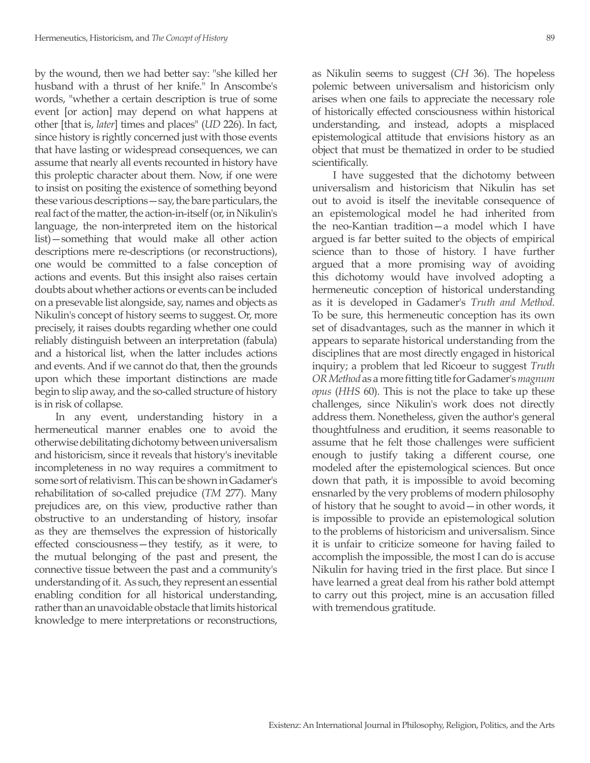by the wound, then we had better say: "she killed her husband with a thrust of her knife." In Anscombe's words, "whether a certain description is true of some event [or action] may depend on what happens at other [that is, *later*] times and places" (*UD* 226). In fact, since history is rightly concerned just with those events that have lasting or widespread consequences, we can assume that nearly all events recounted in history have this proleptic character about them. Now, if one were to insist on positing the existence of something beyond these various descriptions—say, the bare particulars, the real fact of the matter, the action-in-itself (or, in Nikulin's language, the non-interpreted item on the historical list)—something that would make all other action descriptions mere re-descriptions (or reconstructions), one would be committed to a false conception of actions and events. But this insight also raises certain doubts about whether actions or events can be included on a presevable list alongside, say, names and objects as Nikulin's concept of history seems to suggest. Or, more precisely, it raises doubts regarding whether one could reliably distinguish between an interpretation (fabula) and a historical list, when the latter includes actions and events. And if we cannot do that, then the grounds upon which these important distinctions are made begin to slip away, and the so-called structure of history is in risk of collapse.

In any event, understanding history in a hermeneutical manner enables one to avoid the otherwise debilitating dichotomy between universalism and historicism, since it reveals that history's inevitable incompleteness in no way requires a commitment to some sort of relativism. This can be shown in Gadamer's rehabilitation of so-called prejudice (*TM* 277). Many prejudices are, on this view, productive rather than obstructive to an understanding of history, insofar as they are themselves the expression of historically effected consciousness—they testify, as it were, to the mutual belonging of the past and present, the connective tissue between the past and a community's understanding of it. As such, they represent an essential enabling condition for all historical understanding, rather than an unavoidable obstacle that limits historical knowledge to mere interpretations or reconstructions, as Nikulin seems to suggest (*CH* 36). The hopeless polemic between universalism and historicism only arises when one fails to appreciate the necessary role of historically effected consciousness within historical understanding, and instead, adopts a misplaced epistemological attitude that envisions history as an object that must be thematized in order to be studied scientifically.

I have suggested that the dichotomy between universalism and historicism that Nikulin has set out to avoid is itself the inevitable consequence of an epistemological model he had inherited from the neo-Kantian tradition—a model which I have argued is far better suited to the objects of empirical science than to those of history. I have further argued that a more promising way of avoiding this dichotomy would have involved adopting a hermeneutic conception of historical understanding as it is developed in Gadamer's *Truth and Method*. To be sure, this hermeneutic conception has its own set of disadvantages, such as the manner in which it appears to separate historical understanding from the disciplines that are most directly engaged in historical inquiry; a problem that led Ricoeur to suggest *Truth OR Method* as a more fitting title for Gadamer's *magnum opus* (*HHS* 60). This is not the place to take up these challenges, since Nikulin's work does not directly address them. Nonetheless, given the author's general thoughtfulness and erudition, it seems reasonable to assume that he felt those challenges were sufficient enough to justify taking a different course, one modeled after the epistemological sciences. But once down that path, it is impossible to avoid becoming ensnarled by the very problems of modern philosophy of history that he sought to avoid—in other words, it is impossible to provide an epistemological solution to the problems of historicism and universalism. Since it is unfair to criticize someone for having failed to accomplish the impossible, the most I can do is accuse Nikulin for having tried in the first place. But since I have learned a great deal from his rather bold attempt to carry out this project, mine is an accusation filled with tremendous gratitude.